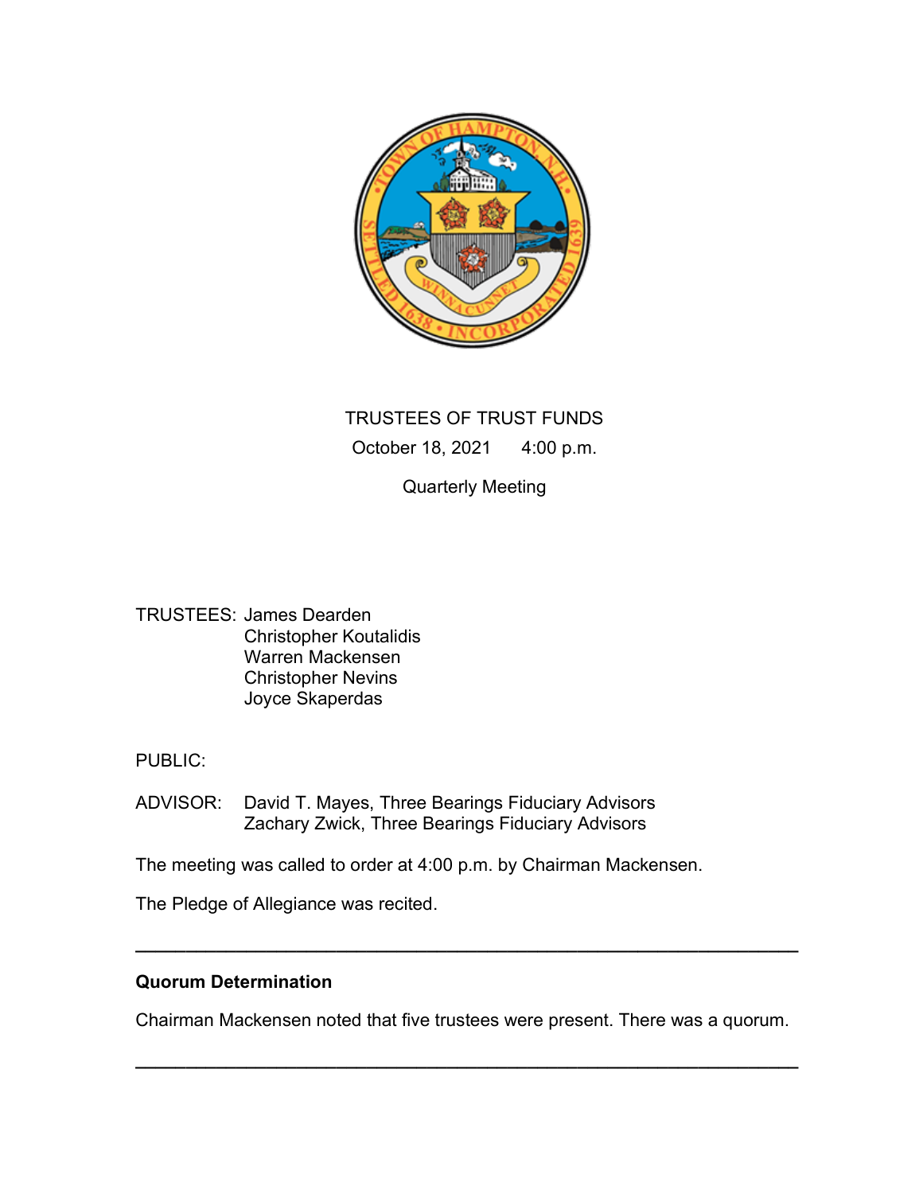TRUSTEES OF TRUST FUNDS

October 18, 2021 4:00 p.m.

Quarterly Meeting

TRUSTEES: James Dearden
Christopher Koutalidis
Warren Mackensen
Christopher Nevins
Joyce Skaperdas

PUBLIC:

ADVISOR: David T. Mayes, Three Bearings Fiduciary Advisors
Zachary Zwick, Three Bearings Fiduciary Advisors

The meeting was called to order at 4:00 p.m. by Chairman Mackensen.

The Pledge of Allegiance was recited.

---

**Quorum Determination**

Chairman Mackensen noted that five trustees were present. There was a quorum.

---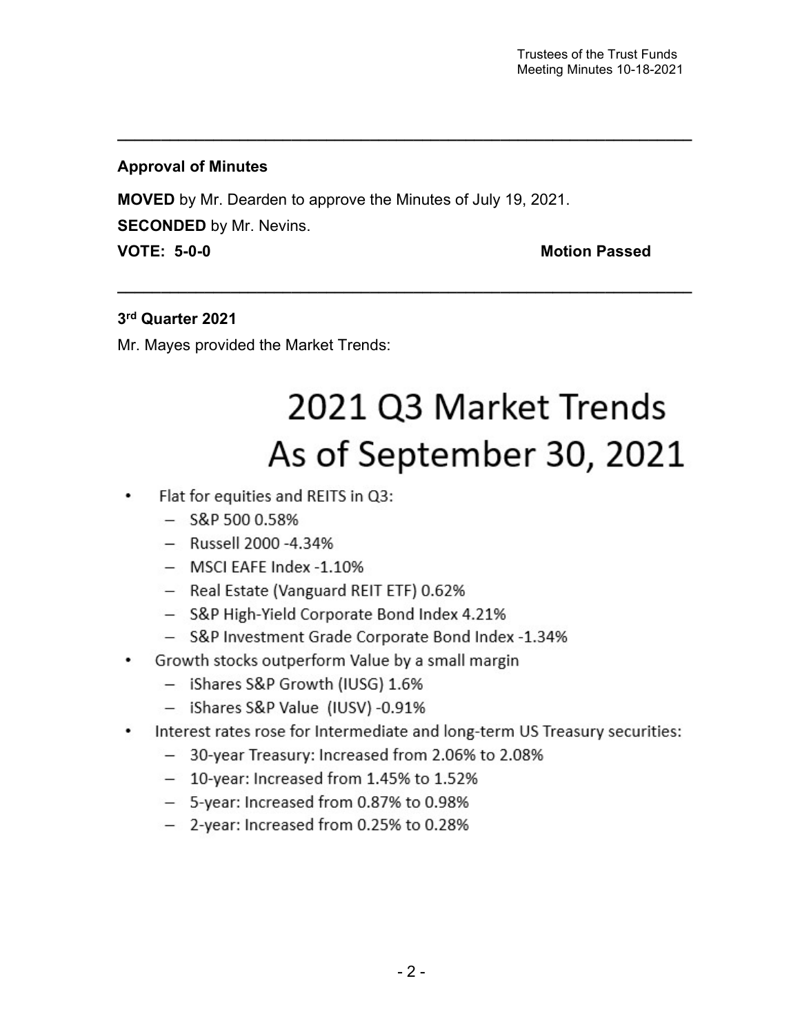## Approval of Minutes

**MOVED** by Mr. Dearden to approve the Minutes of July 19, 2021.

**SECONDED** by Mr. Nevins.

**VOTE: 5-0-0** **Motion Passed**

---

## 3rd Quarter 2021

Mr. Mayes provided the Market Trends:

# 2021 Q3 Market Trends As of September 30, 2021

- Flat for equities and REITS in Q3:
  - S&P 500 0.58%
  - Russell 2000 -4.34%
  - MSCI EAFE Index -1.10%
  - Real Estate (Vanguard REIT ETF) 0.62%
  - S&P High-Yield Corporate Bond Index 4.21%
  - S&P Investment Grade Corporate Bond Index -1.34%
- Growth stocks outperform Value by a small margin
  - iShares S&P Growth (IUSG) 1.6%
  - iShares S&P Value (IUSV) -0.91%
- Interest rates rose for Intermediate and long-term US Treasury securities:
  - 30-year Treasury: Increased from 2.06% to 2.08%
  - 10-year: Increased from 1.45% to 1.52%
  - 5-year: Increased from 0.87% to 0.98%
  - 2-year: Increased from 0.25% to 0.28%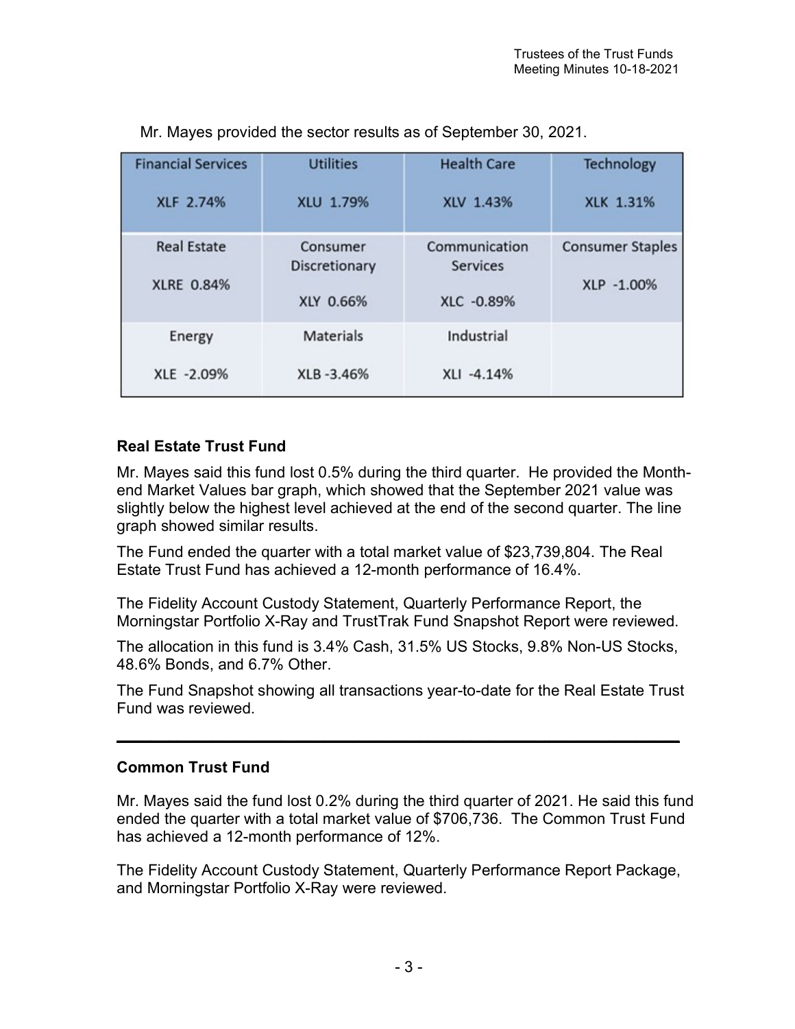Mr. Mayes provided the sector results as of September 30, 2021.

| | | | |
|---|---|---|---|
| Financial Services<br>XLF 2.74% | Utilities<br>XLU 1.79% | Health Care<br>XLV 1.43% | Technology<br>XLK 1.31% |
| Real Estate<br>XLRE 0.84% | Consumer Discretionary<br>XLY 0.66% | Communication Services<br>XLC -0.89% | Consumer Staples<br>XLP -1.00% |
| Energy<br>XLE -2.09% | Materials<br>XLB -3.46% | Industrial<br>XLI -4.14% | |

**Real Estate Trust Fund**

Mr. Mayes said this fund lost 0.5% during the third quarter. He provided the Month-end Market Values bar graph, which showed that the September 2021 value was slightly below the highest level achieved at the end of the second quarter. The line graph showed similar results.

The Fund ended the quarter with a total market value of $23,739,804. The Real Estate Trust Fund has achieved a 12-month performance of 16.4%.

The Fidelity Account Custody Statement, Quarterly Performance Report, the Morningstar Portfolio X-Ray and TrustTrak Fund Snapshot Report were reviewed.

The allocation in this fund is 3.4% Cash, 31.5% US Stocks, 9.8% Non-US Stocks, 48.6% Bonds, and 6.7% Other.

The Fund Snapshot showing all transactions year-to-date for the Real Estate Trust Fund was reviewed.

---

**Common Trust Fund**

Mr. Mayes said the fund lost 0.2% during the third quarter of 2021. He said this fund ended the quarter with a total market value of $706,736. The Common Trust Fund has achieved a 12-month performance of 12%.

The Fidelity Account Custody Statement, Quarterly Performance Report Package, and Morningstar Portfolio X-Ray were reviewed.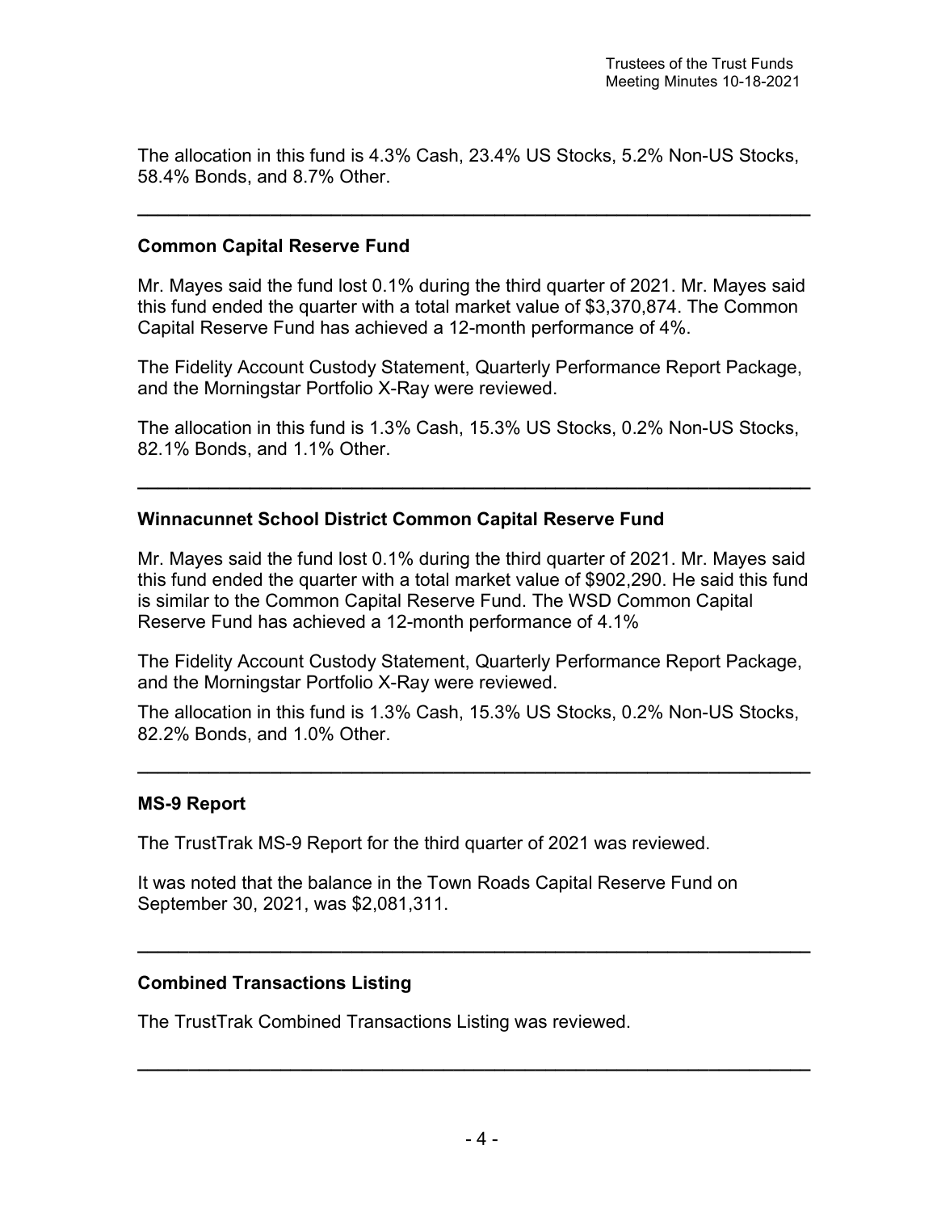The allocation in this fund is 4.3% Cash, 23.4% US Stocks, 5.2% Non-US Stocks, 58.4% Bonds, and 8.7% Other.

---

## Common Capital Reserve Fund

Mr. Mayes said the fund lost 0.1% during the third quarter of 2021. Mr. Mayes said this fund ended the quarter with a total market value of $3,370,874. The Common Capital Reserve Fund has achieved a 12-month performance of 4%.

The Fidelity Account Custody Statement, Quarterly Performance Report Package, and the Morningstar Portfolio X-Ray were reviewed.

The allocation in this fund is 1.3% Cash, 15.3% US Stocks, 0.2% Non-US Stocks, 82.1% Bonds, and 1.1% Other.

---

## Winnacunnet School District Common Capital Reserve Fund

Mr. Mayes said the fund lost 0.1% during the third quarter of 2021. Mr. Mayes said this fund ended the quarter with a total market value of $902,290. He said this fund is similar to the Common Capital Reserve Fund. The WSD Common Capital Reserve Fund has achieved a 12-month performance of 4.1%

The Fidelity Account Custody Statement, Quarterly Performance Report Package, and the Morningstar Portfolio X-Ray were reviewed.

The allocation in this fund is 1.3% Cash, 15.3% US Stocks, 0.2% Non-US Stocks, 82.2% Bonds, and 1.0% Other.

---

## MS-9 Report

The TrustTrak MS-9 Report for the third quarter of 2021 was reviewed.

It was noted that the balance in the Town Roads Capital Reserve Fund on September 30, 2021, was $2,081,311.

---

## Combined Transactions Listing

The TrustTrak Combined Transactions Listing was reviewed.

---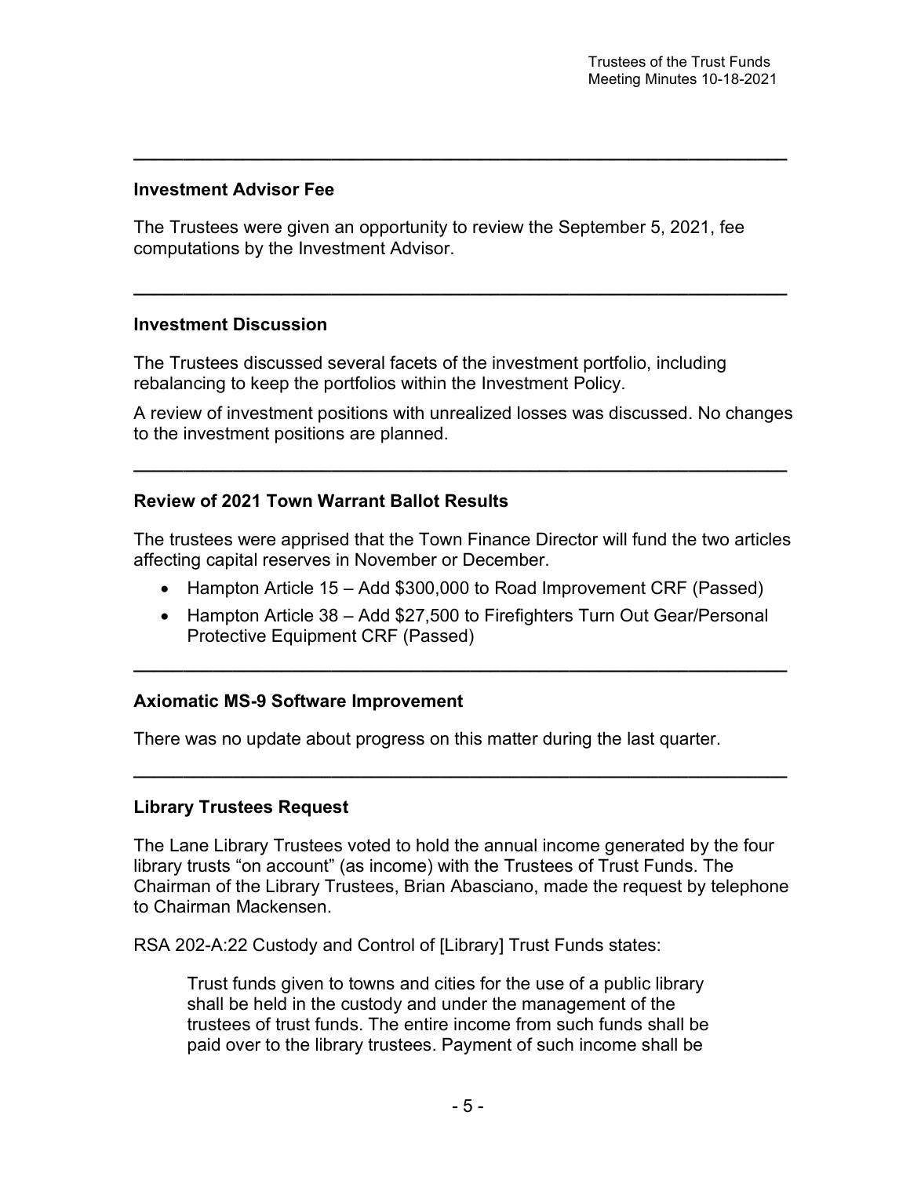---

### Investment Advisor Fee

The Trustees were given an opportunity to review the September 5, 2021, fee computations by the Investment Advisor.

---

### Investment Discussion

The Trustees discussed several facets of the investment portfolio, including rebalancing to keep the portfolios within the Investment Policy.

A review of investment positions with unrealized losses was discussed. No changes to the investment positions are planned.

---

### Review of 2021 Town Warrant Ballot Results

The trustees were apprised that the Town Finance Director will fund the two articles affecting capital reserves in November or December.

- Hampton Article 15 – Add $300,000 to Road Improvement CRF (Passed)
- Hampton Article 38 – Add $27,500 to Firefighters Turn Out Gear/Personal Protective Equipment CRF (Passed)

---

### Axiomatic MS-9 Software Improvement

There was no update about progress on this matter during the last quarter.

---

### Library Trustees Request

The Lane Library Trustees voted to hold the annual income generated by the four library trusts "on account" (as income) with the Trustees of Trust Funds. The Chairman of the Library Trustees, Brian Abasciano, made the request by telephone to Chairman Mackensen.

RSA 202-A:22 Custody and Control of [Library] Trust Funds states:

> Trust funds given to towns and cities for the use of a public library shall be held in the custody and under the management of the trustees of trust funds. The entire income from such funds shall be paid over to the library trustees. Payment of such income shall be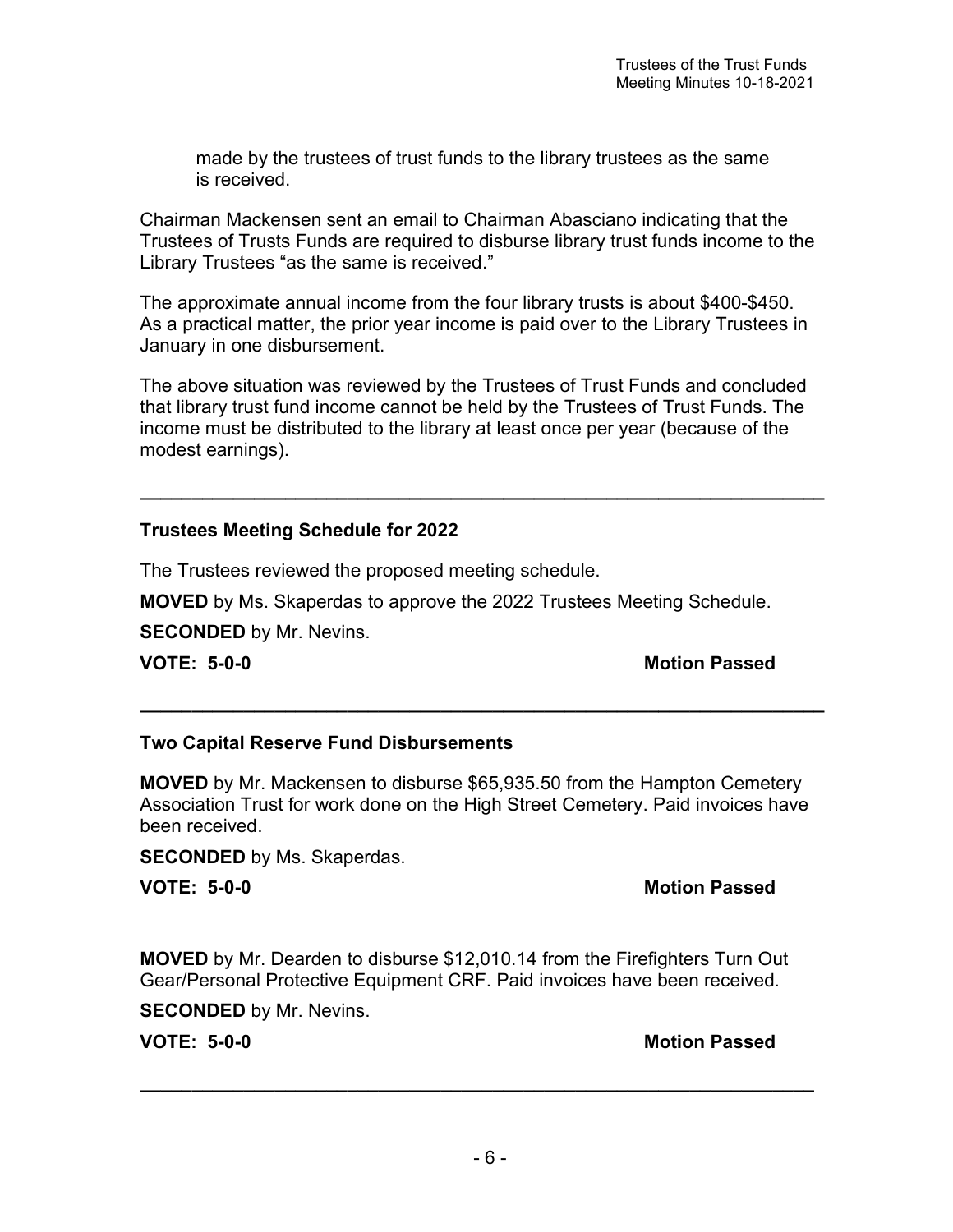made by the trustees of trust funds to the library trustees as the same is received.

Chairman Mackensen sent an email to Chairman Abasciano indicating that the Trustees of Trusts Funds are required to disburse library trust funds income to the Library Trustees "as the same is received."

The approximate annual income from the four library trusts is about $400-$450. As a practical matter, the prior year income is paid over to the Library Trustees in January in one disbursement.

The above situation was reviewed by the Trustees of Trust Funds and concluded that library trust fund income cannot be held by the Trustees of Trust Funds. The income must be distributed to the library at least once per year (because of the modest earnings).

---

### Trustees Meeting Schedule for 2022

The Trustees reviewed the proposed meeting schedule.

**MOVED** by Ms. Skaperdas to approve the 2022 Trustees Meeting Schedule.

**SECONDED** by Mr. Nevins.

**VOTE: 5-0-0** **Motion Passed**

---

### Two Capital Reserve Fund Disbursements

**MOVED** by Mr. Mackensen to disburse $65,935.50 from the Hampton Cemetery Association Trust for work done on the High Street Cemetery. Paid invoices have been received.

**SECONDED** by Ms. Skaperdas.

**VOTE: 5-0-0** **Motion Passed**

**MOVED** by Mr. Dearden to disburse $12,010.14 from the Firefighters Turn Out Gear/Personal Protective Equipment CRF. Paid invoices have been received.

**SECONDED** by Mr. Nevins.

**VOTE: 5-0-0** **Motion Passed**

---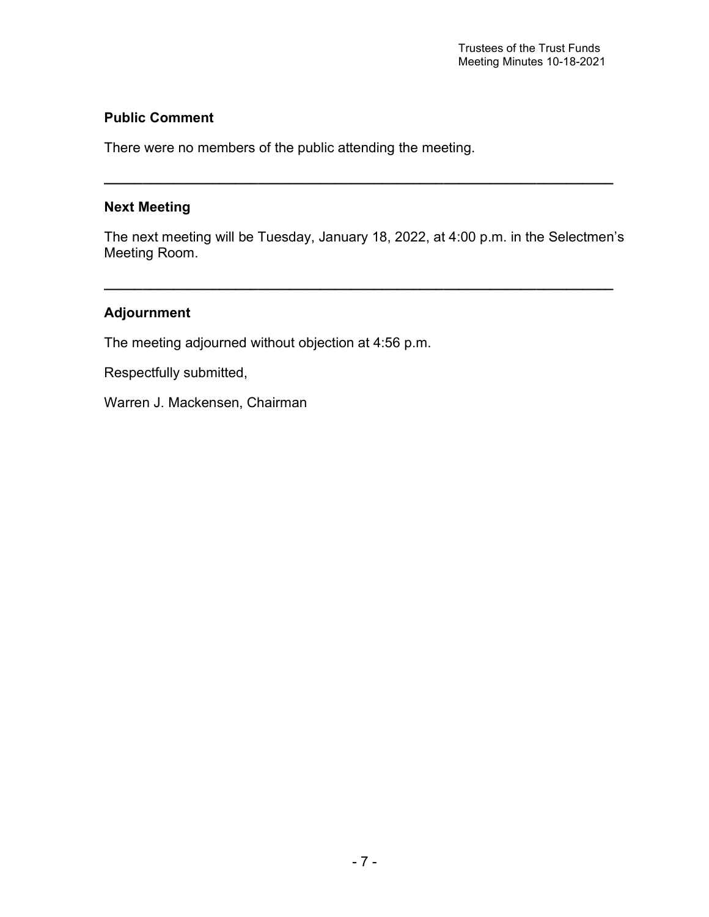## Public Comment

There were no members of the public attending the meeting.

---

## Next Meeting

The next meeting will be Tuesday, January 18, 2022, at 4:00 p.m. in the Selectmen's Meeting Room.

---

## Adjournment

The meeting adjourned without objection at 4:56 p.m.

Respectfully submitted,

Warren J. Mackensen, Chairman